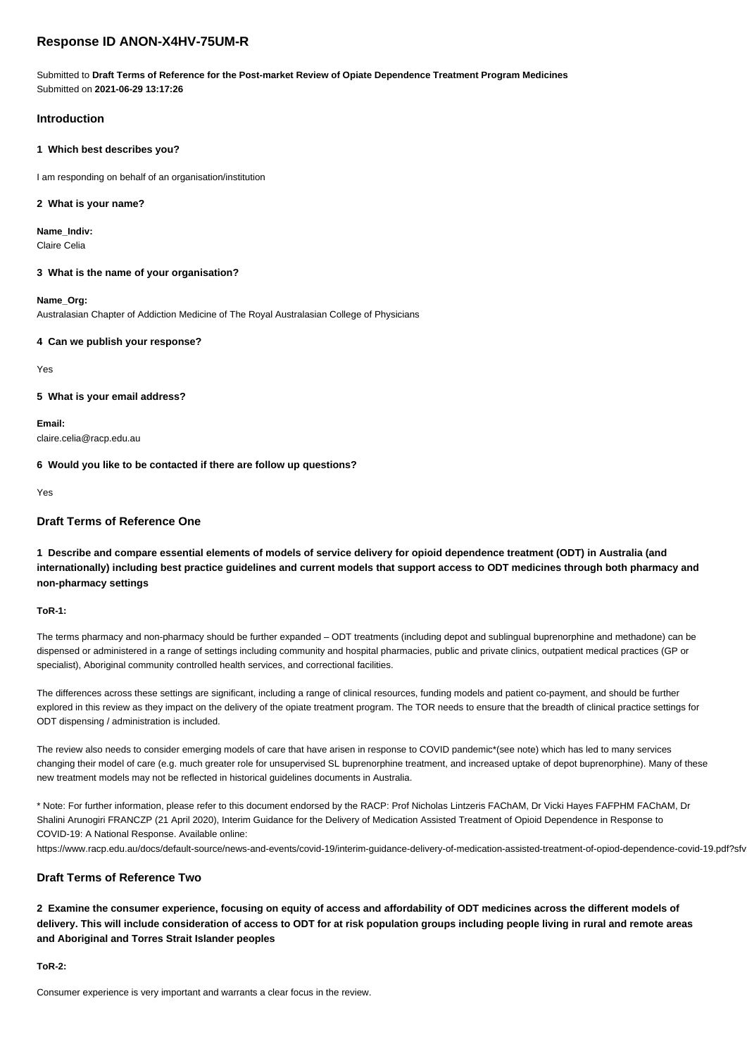## Response ID ANON-X4HV-75UM-R

Submitted to **Draft Terms of Reference for the Post-market Review of Opiate Dependence Treatment Program Medicines**
Submitted on **2021-06-29 13:17:26**

### Introduction

**1 Which best describes you?**

I am responding on behalf of an organisation/institution

**2 What is your name?**

**Name_Indiv:**
Claire Celia

**3 What is the name of your organisation?**

**Name_Org:**
Australasian Chapter of Addiction Medicine of The Royal Australasian College of Physicians

**4 Can we publish your response?**

Yes

**5 What is your email address?**

**Email:**
claire.celia@racp.edu.au

**6 Would you like to be contacted if there are follow up questions?**

Yes

### Draft Terms of Reference One

**1 Describe and compare essential elements of models of service delivery for opioid dependence treatment (ODT) in Australia (and internationally) including best practice guidelines and current models that support access to ODT medicines through both pharmacy and non-pharmacy settings**

**ToR-1:**

The terms pharmacy and non-pharmacy should be further expanded – ODT treatments (including depot and sublingual buprenorphine and methadone) can be dispensed or administered in a range of settings including community and hospital pharmacies, public and private clinics, outpatient medical practices (GP or specialist), Aboriginal community controlled health services, and correctional facilities.

The differences across these settings are significant, including a range of clinical resources, funding models and patient co-payment, and should be further explored in this review as they impact on the delivery of the opiate treatment program. The TOR needs to ensure that the breadth of clinical practice settings for ODT dispensing / administration is included.

The review also needs to consider emerging models of care that have arisen in response to COVID pandemic*(see note) which has led to many services changing their model of care (e.g. much greater role for unsupervised SL buprenorphine treatment, and increased uptake of depot buprenorphine). Many of these new treatment models may not be reflected in historical guidelines documents in Australia.

* Note: For further information, please refer to this document endorsed by the RACP: Prof Nicholas Lintzeris FAChAM, Dr Vicki Hayes FAFPHM FAChAM, Dr Shalini Arunogiri FRANCZP (21 April 2020), Interim Guidance for the Delivery of Medication Assisted Treatment of Opioid Dependence in Response to COVID-19: A National Response. Available online:
https://www.racp.edu.au/docs/default-source/news-and-events/covid-19/interim-guidance-delivery-of-medication-assisted-treatment-of-opiod-dependence-covid-19.pdf?sfv

### Draft Terms of Reference Two

**2 Examine the consumer experience, focusing on equity of access and affordability of ODT medicines across the different models of delivery. This will include consideration of access to ODT for at risk population groups including people living in rural and remote areas and Aboriginal and Torres Strait Islander peoples**

**ToR-2:**

Consumer experience is very important and warrants a clear focus in the review.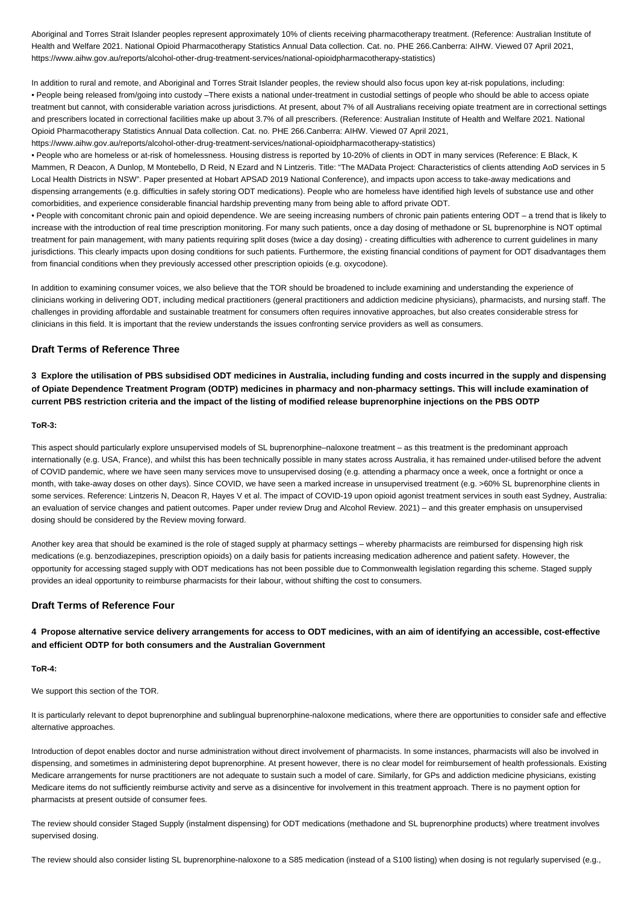Aboriginal and Torres Strait Islander peoples represent approximately 10% of clients receiving pharmacotherapy treatment. (Reference: Australian Institute of Health and Welfare 2021. National Opioid Pharmacotherapy Statistics Annual Data collection. Cat. no. PHE 266.Canberra: AIHW. Viewed 07 April 2021, https://www.aihw.gov.au/reports/alcohol-other-drug-treatment-services/national-opioidpharmacotherapy-statistics)

In addition to rural and remote, and Aboriginal and Torres Strait Islander peoples, the review should also focus upon key at-risk populations, including:

- People being released from/going into custody –There exists a national under-treatment in custodial settings of people who should be able to access opiate treatment but cannot, with considerable variation across jurisdictions. At present, about 7% of all Australians receiving opiate treatment are in correctional settings and prescribers located in correctional facilities make up about 3.7% of all prescribers. (Reference: Australian Institute of Health and Welfare 2021. National Opioid Pharmacotherapy Statistics Annual Data collection. Cat. no. PHE 266.Canberra: AIHW. Viewed 07 April 2021, https://www.aihw.gov.au/reports/alcohol-other-drug-treatment-services/national-opioidpharmacotherapy-statistics)
- People who are homeless or at-risk of homelessness. Housing distress is reported by 10-20% of clients in ODT in many services (Reference: E Black, K Mammen, R Deacon, A Dunlop, M Montebello, D Reid, N Ezard and N Lintzeris. Title: "The MAData Project: Characteristics of clients attending AoD services in 5 Local Health Districts in NSW". Paper presented at Hobart APSAD 2019 National Conference), and impacts upon access to take-away medications and dispensing arrangements (e.g. difficulties in safely storing ODT medications). People who are homeless have identified high levels of substance use and other comorbidities, and experience considerable financial hardship preventing many from being able to afford private ODT.
- People with concomitant chronic pain and opioid dependence. We are seeing increasing numbers of chronic pain patients entering ODT – a trend that is likely to increase with the introduction of real time prescription monitoring. For many such patients, once a day dosing of methadone or SL buprenorphine is NOT optimal treatment for pain management, with many patients requiring split doses (twice a day dosing) - creating difficulties with adherence to current guidelines in many jurisdictions. This clearly impacts upon dosing conditions for such patients. Furthermore, the existing financial conditions of payment for ODT disadvantages them from financial conditions when they previously accessed other prescription opioids (e.g. oxycodone).

In addition to examining consumer voices, we also believe that the TOR should be broadened to include examining and understanding the experience of clinicians working in delivering ODT, including medical practitioners (general practitioners and addiction medicine physicians), pharmacists, and nursing staff. The challenges in providing affordable and sustainable treatment for consumers often requires innovative approaches, but also creates considerable stress for clinicians in this field. It is important that the review understands the issues confronting service providers as well as consumers.

## Draft Terms of Reference Three

### 3 Explore the utilisation of PBS subsidised ODT medicines in Australia, including funding and costs incurred in the supply and dispensing of Opiate Dependence Treatment Program (ODTP) medicines in pharmacy and non-pharmacy settings. This will include examination of current PBS restriction criteria and the impact of the listing of modified release buprenorphine injections on the PBS ODTP

**ToR-3:**

This aspect should particularly explore unsupervised models of SL buprenorphine–naloxone treatment – as this treatment is the predominant approach internationally (e.g. USA, France), and whilst this has been technically possible in many states across Australia, it has remained under-utilised before the advent of COVID pandemic, where we have seen many services move to unsupervised dosing (e.g. attending a pharmacy once a week, once a fortnight or once a month, with take-away doses on other days). Since COVID, we have seen a marked increase in unsupervised treatment (e.g. >60% SL buprenorphine clients in some services. Reference: Lintzeris N, Deacon R, Hayes V et al. The impact of COVID-19 upon opioid agonist treatment services in south east Sydney, Australia: an evaluation of service changes and patient outcomes. Paper under review Drug and Alcohol Review. 2021) – and this greater emphasis on unsupervised dosing should be considered by the Review moving forward.

Another key area that should be examined is the role of staged supply at pharmacy settings – whereby pharmacists are reimbursed for dispensing high risk medications (e.g. benzodiazepines, prescription opioids) on a daily basis for patients increasing medication adherence and patient safety. However, the opportunity for accessing staged supply with ODT medications has not been possible due to Commonwealth legislation regarding this scheme. Staged supply provides an ideal opportunity to reimburse pharmacists for their labour, without shifting the cost to consumers.

## Draft Terms of Reference Four

### 4 Propose alternative service delivery arrangements for access to ODT medicines, with an aim of identifying an accessible, cost-effective and efficient ODTP for both consumers and the Australian Government

**ToR-4:**

We support this section of the TOR.

It is particularly relevant to depot buprenorphine and sublingual buprenorphine-naloxone medications, where there are opportunities to consider safe and effective alternative approaches.

Introduction of depot enables doctor and nurse administration without direct involvement of pharmacists. In some instances, pharmacists will also be involved in dispensing, and sometimes in administering depot buprenorphine. At present however, there is no clear model for reimbursement of health professionals. Existing Medicare arrangements for nurse practitioners are not adequate to sustain such a model of care. Similarly, for GPs and addiction medicine physicians, existing Medicare items do not sufficiently reimburse activity and serve as a disincentive for involvement in this treatment approach. There is no payment option for pharmacists at present outside of consumer fees.

The review should consider Staged Supply (instalment dispensing) for ODT medications (methadone and SL buprenorphine products) where treatment involves supervised dosing.

The review should also consider listing SL buprenorphine-naloxone to a S85 medication (instead of a S100 listing) when dosing is not regularly supervised (e.g.,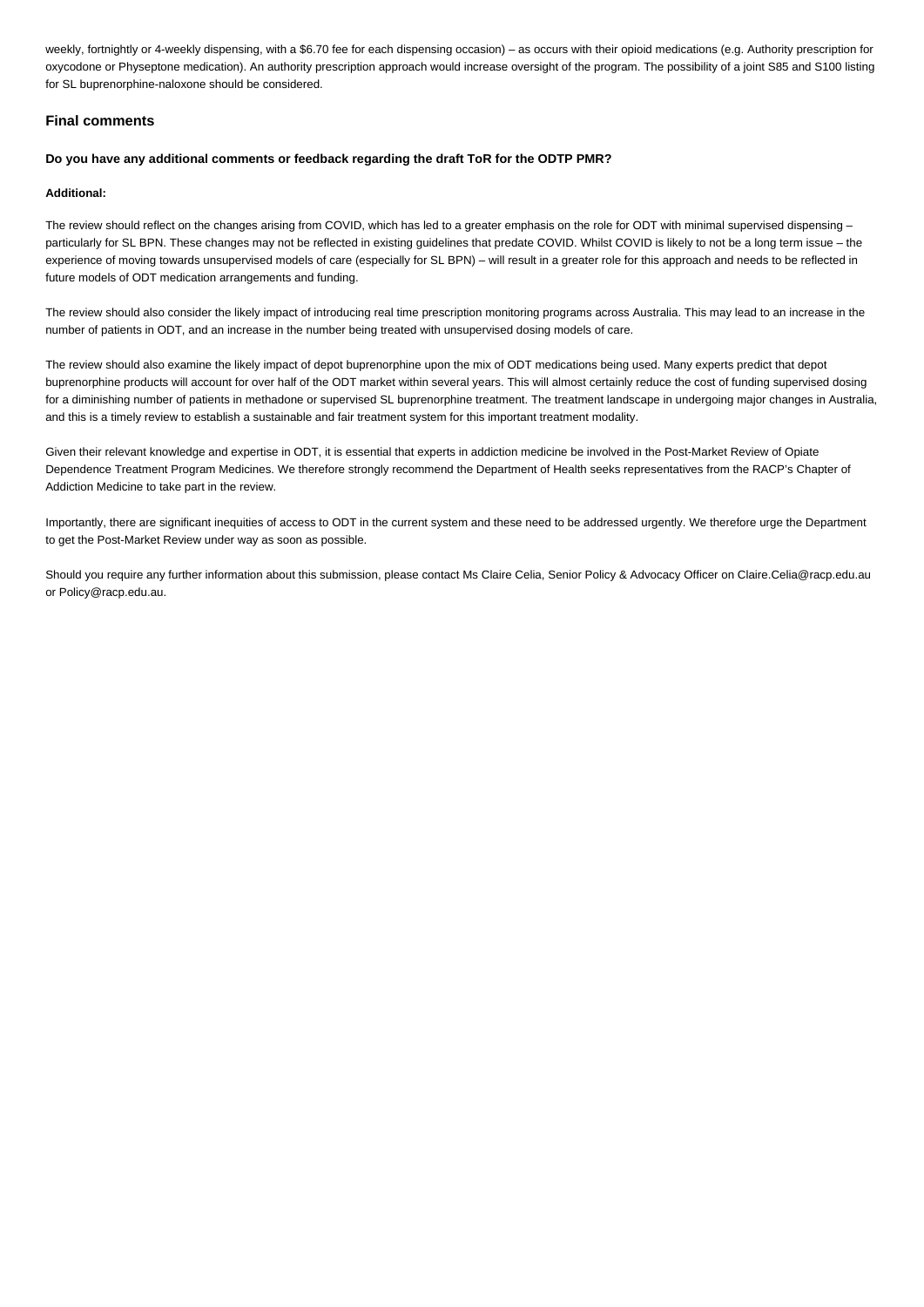weekly, fortnightly or 4-weekly dispensing, with a $6.70 fee for each dispensing occasion) – as occurs with their opioid medications (e.g. Authority prescription for oxycodone or Physeptone medication). An authority prescription approach would increase oversight of the program. The possibility of a joint S85 and S100 listing for SL buprenorphine-naloxone should be considered.

### Final comments

**Do you have any additional comments or feedback regarding the draft ToR for the ODTP PMR?**

**Additional:**

The review should reflect on the changes arising from COVID, which has led to a greater emphasis on the role for ODT with minimal supervised dispensing – particularly for SL BPN. These changes may not be reflected in existing guidelines that predate COVID. Whilst COVID is likely to not be a long term issue – the experience of moving towards unsupervised models of care (especially for SL BPN) – will result in a greater role for this approach and needs to be reflected in future models of ODT medication arrangements and funding.

The review should also consider the likely impact of introducing real time prescription monitoring programs across Australia. This may lead to an increase in the number of patients in ODT, and an increase in the number being treated with unsupervised dosing models of care.

The review should also examine the likely impact of depot buprenorphine upon the mix of ODT medications being used. Many experts predict that depot buprenorphine products will account for over half of the ODT market within several years. This will almost certainly reduce the cost of funding supervised dosing for a diminishing number of patients in methadone or supervised SL buprenorphine treatment. The treatment landscape in undergoing major changes in Australia, and this is a timely review to establish a sustainable and fair treatment system for this important treatment modality.

Given their relevant knowledge and expertise in ODT, it is essential that experts in addiction medicine be involved in the Post-Market Review of Opiate Dependence Treatment Program Medicines. We therefore strongly recommend the Department of Health seeks representatives from the RACP's Chapter of Addiction Medicine to take part in the review.

Importantly, there are significant inequities of access to ODT in the current system and these need to be addressed urgently. We therefore urge the Department to get the Post-Market Review under way as soon as possible.

Should you require any further information about this submission, please contact Ms Claire Celia, Senior Policy & Advocacy Officer on Claire.Celia@racp.edu.au or Policy@racp.edu.au.